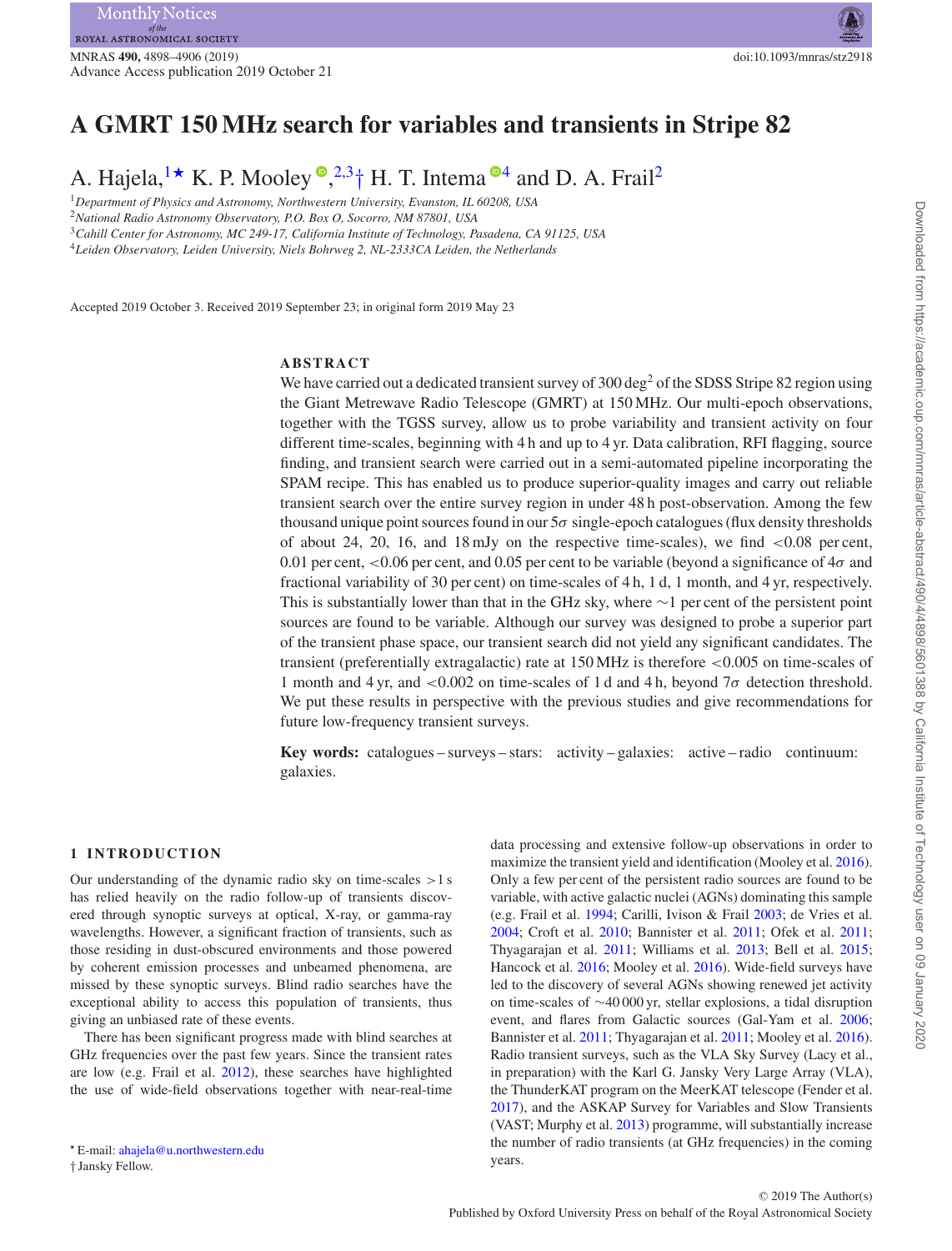# A GMRT 150 MHz search for variables and transients in Stripe 82

A. Hajela,[1★] K. P. Mooley,[2,3†] H. T. Intema[4] and D. A. Frail[2]

[1] Department of Physics and Astronomy, Northwestern University, Evanston, IL 60208, USA

[2] National Radio Astronomy Observatory, P.O. Box O, Socorro, NM 87801, USA

[3] Cahill Center for Astronomy, MC 249-17, California Institute of Technology, Pasadena, CA 91125, USA

[4] Leiden Observatory, Leiden University, Niels Bohrweg 2, NL-2333CA Leiden, the Netherlands

Accepted 2019 October 3. Received 2019 September 23; in original form 2019 May 23

## ABSTRACT

We have carried out a dedicated transient survey of 300 deg$^2$ of the SDSS Stripe 82 region using the Giant Metrewave Radio Telescope (GMRT) at 150 MHz. Our multi-epoch observations, together with the TGSS survey, allow us to probe variability and transient activity on four different time-scales, beginning with 4 h and up to 4 yr. Data calibration, RFI flagging, source finding, and transient search were carried out in a semi-automated pipeline incorporating the SPAM recipe. This has enabled us to produce superior-quality images and carry out reliable transient search over the entire survey region in under 48 h post-observation. Among the few thousand unique point sources found in our 5$\sigma$ single-epoch catalogues (flux density thresholds of about 24, 20, 16, and 18 mJy on the respective time-scales), we find <0.08 per cent, 0.01 per cent, <0.06 per cent, and 0.05 per cent to be variable (beyond a significance of 4$\sigma$ and fractional variability of 30 per cent) on time-scales of 4 h, 1 d, 1 month, and 4 yr, respectively. This is substantially lower than that in the GHz sky, where ~1 per cent of the persistent point sources are found to be variable. Although our survey was designed to probe a superior part of the transient phase space, our transient search did not yield any significant candidates. The transient (preferentially extragalactic) rate at 150 MHz is therefore <0.005 on time-scales of 1 month and 4 yr, and <0.002 on time-scales of 1 d and 4 h, beyond 7$\sigma$ detection threshold. We put these results in perspective with the previous studies and give recommendations for future low-frequency transient surveys.

**Key words:** catalogues – surveys – stars: activity – galaxies: active – radio continuum: galaxies.

## 1 INTRODUCTION

Our understanding of the dynamic radio sky on time-scales >1 s has relied heavily on the radio follow-up of transients discovered through synoptic surveys at optical, X-ray, or gamma-ray wavelengths. However, a significant fraction of transients, such as those residing in dust-obscured environments and those powered by coherent emission processes and unbeamed phenomena, are missed by these synoptic surveys. Blind radio searches have the exceptional ability to access this population of transients, thus giving an unbiased rate of these events.

There has been significant progress made with blind searches at GHz frequencies over the past few years. Since the transient rates are low (e.g. Frail et al. 2012), these searches have highlighted the use of wide-field observations together with near-real-time data processing and extensive follow-up observations in order to maximize the transient yield and identification (Mooley et al. 2016). Only a few per cent of the persistent radio sources are found to be variable, with active galactic nuclei (AGNs) dominating this sample (e.g. Frail et al. 1994; Carilli, Ivison & Frail 2003; de Vries et al. 2004; Croft et al. 2010; Bannister et al. 2011; Ofek et al. 2011; Thyagarajan et al. 2011; Williams et al. 2013; Bell et al. 2015; Hancock et al. 2016; Mooley et al. 2016). Wide-field surveys have led to the discovery of several AGNs showing renewed jet activity on time-scales of ~40 000 yr, stellar explosions, a tidal disruption event, and flares from Galactic sources (Gal-Yam et al. 2006; Bannister et al. 2011; Thyagarajan et al. 2011; Mooley et al. 2016). Radio transient surveys, such as the VLA Sky Survey (Lacy et al., in preparation) with the Karl G. Jansky Very Large Array (VLA), the ThunderKAT program on the MeerKAT telescope (Fender et al. 2017), and the ASKAP Survey for Variables and Slow Transients (VAST; Murphy et al. 2013) programme, will substantially increase the number of radio transients (at GHz frequencies) in the coming years.

★ E-mail: ahajela@u.northwestern.edu

† Jansky Fellow.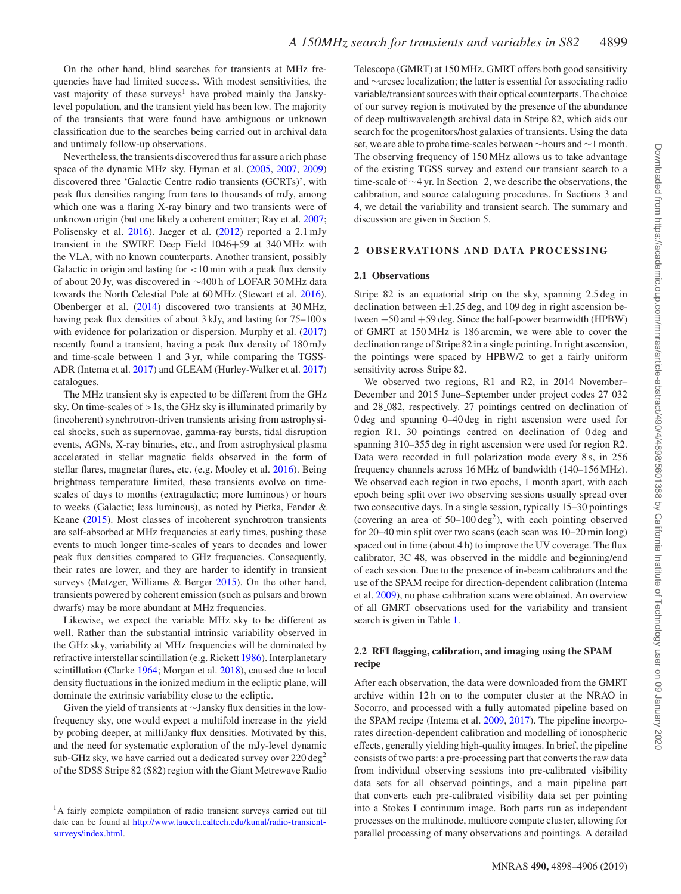On the other hand, blind searches for transients at MHz frequencies have had limited success. With modest sensitivities, the vast majority of these surveys[1] have probed mainly the Jansky-level population, and the transient yield has been low. The majority of the transients that were found have ambiguous or unknown classification due to the searches being carried out in archival data and untimely follow-up observations.

Nevertheless, the transients discovered thus far assure a rich phase space of the dynamic MHz sky. Hyman et al. (2005, 2007, 2009) discovered three 'Galactic Centre radio transients (GCRTs)', with peak flux densities ranging from tens to thousands of mJy, among which one was a flaring X-ray binary and two transients were of unknown origin (but one likely a coherent emitter; Ray et al. 2007; Polisensky et al. 2016). Jaeger et al. (2012) reported a 2.1 mJy transient in the SWIRE Deep Field 1046+59 at 340 MHz with the VLA, with no known counterparts. Another transient, possibly Galactic in origin and lasting for <10 min with a peak flux density of about 20 Jy, was discovered in ∼400 h of LOFAR 30 MHz data towards the North Celestial Pole at 60 MHz (Stewart et al. 2016). Obenberger et al. (2014) discovered two transients at 30 MHz, having peak flux densities of about 3 kJy, and lasting for 75–100 s with evidence for polarization or dispersion. Murphy et al. (2017) recently found a transient, having a peak flux density of 180 mJy and time-scale between 1 and 3 yr, while comparing the TGSS-ADR (Intema et al. 2017) and GLEAM (Hurley-Walker et al. 2017) catalogues.

The MHz transient sky is expected to be different from the GHz sky. On time-scales of >1s, the GHz sky is illuminated primarily by (incoherent) synchrotron-driven transients arising from astrophysical shocks, such as supernovae, gamma-ray bursts, tidal disruption events, AGNs, X-ray binaries, etc., and from astrophysical plasma accelerated in stellar magnetic fields observed in the form of stellar flares, magnetar flares, etc. (e.g. Mooley et al. 2016). Being brightness temperature limited, these transients evolve on time-scales of days to months (extragalactic; more luminous) or hours to weeks (Galactic; less luminous), as noted by Pietka, Fender & Keane (2015). Most classes of incoherent synchrotron transients are self-absorbed at MHz frequencies at early times, pushing these events to much longer time-scales of years to decades and lower peak flux densities compared to GHz frequencies. Consequently, their rates are lower, and they are harder to identify in transient surveys (Metzger, Williams & Berger 2015). On the other hand, transients powered by coherent emission (such as pulsars and brown dwarfs) may be more abundant at MHz frequencies.

Likewise, we expect the variable MHz sky to be different as well. Rather than the substantial intrinsic variability observed in the GHz sky, variability at MHz frequencies will be dominated by refractive interstellar scintillation (e.g. Rickett 1986). Interplanetary scintillation (Clarke 1964; Morgan et al. 2018), caused due to local density fluctuations in the ionized medium in the ecliptic plane, will dominate the extrinsic variability close to the ecliptic.

Given the yield of transients at ∼Jansky flux densities in the low-frequency sky, one would expect a multifold increase in the yield by probing deeper, at milliJanky flux densities. Motivated by this, and the need for systematic exploration of the mJy-level dynamic sub-GHz sky, we have carried out a dedicated survey over 220 deg$^2$ of the SDSS Stripe 82 (S82) region with the Giant Metrewave Radio Telescope (GMRT) at 150 MHz. GMRT offers both good sensitivity and ∼arcsec localization; the latter is essential for associating radio variable/transient sources with their optical counterparts. The choice of our survey region is motivated by the presence of the abundance of deep multiwavelength archival data in Stripe 82, which aids our search for the progenitors/host galaxies of transients. Using the data set, we are able to probe time-scales between ∼hours and ∼1 month. The observing frequency of 150 MHz allows us to take advantage of the existing TGSS survey and extend our transient search to a time-scale of ∼4 yr. In Section 2, we describe the observations, the calibration, and source cataloguing procedures. In Sections 3 and 4, we detail the variability and transient search. The summary and discussion are given in Section 5.

## 2 OBSERVATIONS AND DATA PROCESSING

### 2.1 Observations

Stripe 82 is an equatorial strip on the sky, spanning 2.5 deg in declination between ±1.25 deg, and 109 deg in right ascension between −50 and +59 deg. Since the half-power beamwidth (HPBW) of GMRT at 150 MHz is 186 arcmin, we were able to cover the declination range of Stripe 82 in a single pointing. In right ascension, the pointings were spaced by HPBW/2 to get a fairly uniform sensitivity across Stripe 82.

We observed two regions, R1 and R2, in 2014 November–December and 2015 June–September under project codes 27_032 and 28_082, respectively. 27 pointings centred on declination of 0 deg and spanning 0–40 deg in right ascension were used for region R1. 30 pointings centred on declination of 0 deg and spanning 310–355 deg in right ascension were used for region R2. Data were recorded in full polarization mode every 8 s, in 256 frequency channels across 16 MHz of bandwidth (140–156 MHz). We observed each region in two epochs, 1 month apart, with each epoch being split over two observing sessions usually spread over two consecutive days. In a single session, typically 15–30 pointings (covering an area of 50–100 deg$^2$), with each pointing observed for 20–40 min split over two scans (each scan was 10–20 min long) spaced out in time (about 4 h) to improve the UV coverage. The flux calibrator, 3C 48, was observed in the middle and beginning/end of each session. Due to the presence of in-beam calibrators and the use of the SPAM recipe for direction-dependent calibration (Intema et al. 2009), no phase calibration scans were obtained. An overview of all GMRT observations used for the variability and transient search is given in Table 1.

### 2.2 RFI flagging, calibration, and imaging using the SPAM recipe

After each observation, the data were downloaded from the GMRT archive within 12 h on to the computer cluster at the NRAO in Socorro, and processed with a fully automated pipeline based on the SPAM recipe (Intema et al. 2009, 2017). The pipeline incorporates direction-dependent calibration and modelling of ionospheric effects, generally yielding high-quality images. In brief, the pipeline consists of two parts: a pre-processing part that converts the raw data from individual observing sessions into pre-calibrated visibility data sets for all observed pointings, and a main pipeline part that converts each pre-calibrated visibility data set per pointing into a Stokes I continuum image. Both parts run as independent processes on the multinode, multicore compute cluster, allowing for parallel processing of many observations and pointings. A detailed

[1] A fairly complete compilation of radio transient surveys carried out till date can be found at http://www.tauceti.caltech.edu/kunal/radio-transient-surveys/index.html.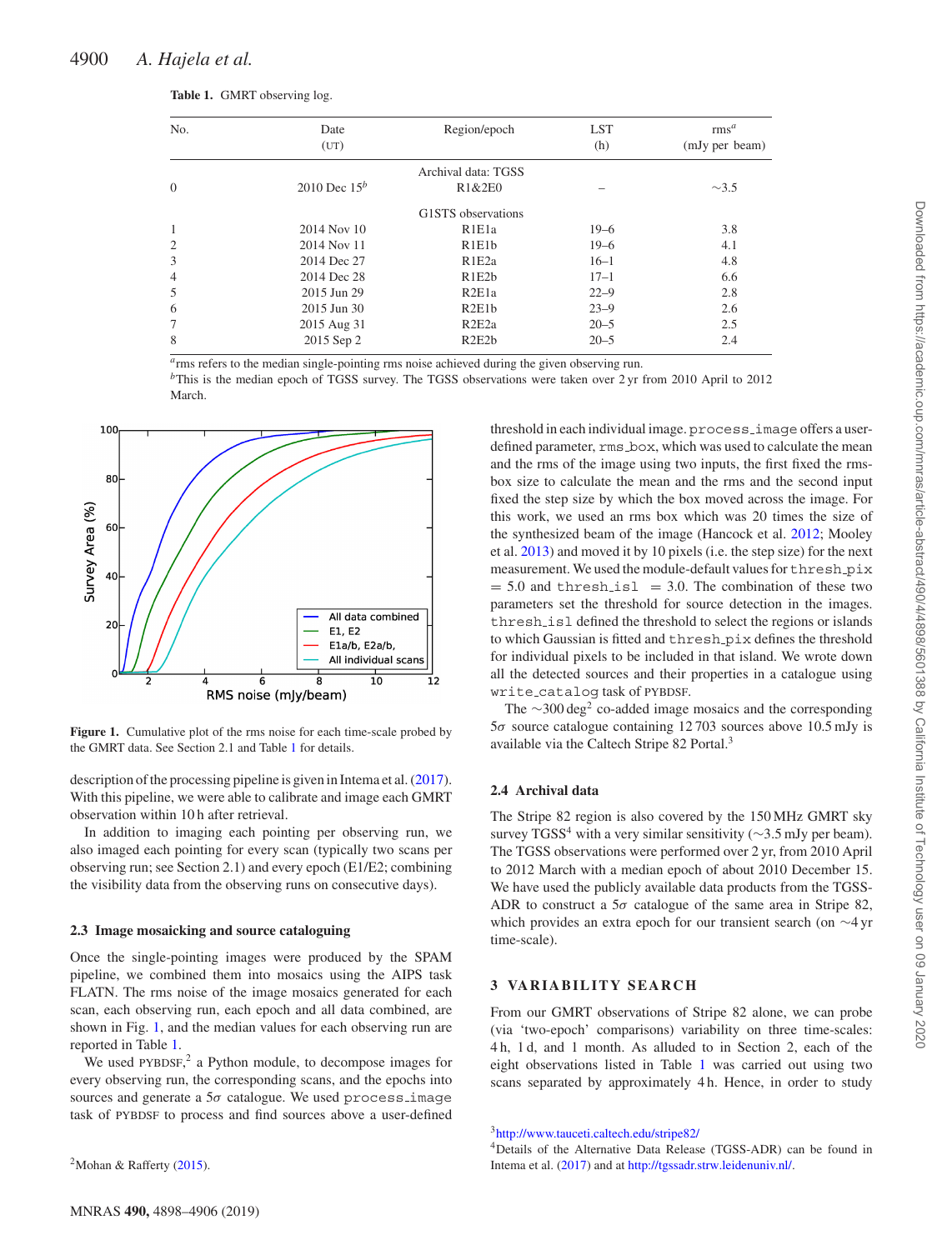**Table 1.** GMRT observing log.

| No. | Date (UT) | Region/epoch | LST (h) | rms[a] (mJy per beam) |
|---|---|---|---|---|
| | | Archival data: TGSS | | |
| 0 | 2010 Dec 15[b] | R1&2E0 | – | ∼3.5 |
| | | G1STS observations | | |
| 1 | 2014 Nov 10 | R1E1a | 19–6 | 3.8 |
| 2 | 2014 Nov 11 | R1E1b | 19–6 | 4.1 |
| 3 | 2014 Dec 27 | R1E2a | 16–1 | 4.8 |
| 4 | 2014 Dec 28 | R1E2b | 17–1 | 6.6 |
| 5 | 2015 Jun 29 | R2E1a | 22–9 | 2.8 |
| 6 | 2015 Jun 30 | R2E1b | 23–9 | 2.6 |
| 7 | 2015 Aug 31 | R2E2a | 20–5 | 2.5 |
| 8 | 2015 Sep 2 | R2E2b | 20–5 | 2.4 |

[a]rms refers to the median single-pointing rms noise achieved during the given observing run.
[b]This is the median epoch of TGSS survey. The TGSS observations were taken over 2 yr from 2010 April to 2012 March.

**Figure 1.** Cumulative plot of the rms noise for each time-scale probed by the GMRT data. See Section 2.1 and Table 1 for details.

description of the processing pipeline is given in Intema et al. (2017). With this pipeline, we were able to calibrate and image each GMRT observation within 10 h after retrieval.

In addition to imaging each pointing per observing run, we also imaged each pointing for every scan (typically two scans per observing run; see Section 2.1) and every epoch (E1/E2; combining the visibility data from the observing runs on consecutive days).

### 2.3 Image mosaicking and source cataloguing

Once the single-pointing images were produced by the SPAM pipeline, we combined them into mosaics using the AIPS task FLATN. The rms noise of the image mosaics generated for each scan, each observing run, each epoch and all data combined, are shown in Fig. 1, and the median values for each observing run are reported in Table 1.

We used PYBDSF,[2] a Python module, to decompose images for every observing run, the corresponding scans, and the epochs into sources and generate a $5\sigma$ catalogue. We used `process_image` task of PYBDSF to process and find sources above a user-defined threshold in each individual image. `process_image` offers a user-defined parameter, `rms_box`, which was used to calculate the mean and the rms of the image using two inputs, the first fixed the rms-box size to calculate the mean and the rms and the second input fixed the step size by which the box moved across the image. For this work, we used an rms box which was 20 times the size of the synthesized beam of the image (Hancock et al. 2012; Mooley et al. 2013) and moved it by 10 pixels (i.e. the step size) for the next measurement. We used the module-default values for `thresh_pix` = 5.0 and `thresh_isl` = 3.0. The combination of these two parameters set the threshold for source detection in the images. `thresh_isl` defined the threshold to select the regions or islands to which Gaussian is fitted and `thresh_pix` defines the threshold for individual pixels to be included in that island. We wrote down all the detected sources and their properties in a catalogue using `write_catalog` task of PYBDSF.

The ∼300 deg$^2$ co-added image mosaics and the corresponding $5\sigma$ source catalogue containing 12 703 sources above 10.5 mJy is available via the Caltech Stripe 82 Portal.[3]

### 2.4 Archival data

The Stripe 82 region is also covered by the 150 MHz GMRT sky survey TGSS[4] with a very similar sensitivity (∼3.5 mJy per beam). The TGSS observations were performed over 2 yr, from 2010 April to 2012 March with a median epoch of about 2010 December 15. We have used the publicly available data products from the TGSS-ADR to construct a $5\sigma$ catalogue of the same area in Stripe 82, which provides an extra epoch for our transient search (on ∼4 yr time-scale).

## 3 VARIABILITY SEARCH

From our GMRT observations of Stripe 82 alone, we can probe (via 'two-epoch' comparisons) variability on three time-scales: 4 h, 1 d, and 1 month. As alluded to in Section 2, each of the eight observations listed in Table 1 was carried out using two scans separated by approximately 4 h. Hence, in order to study

[2]Mohan & Rafferty (2015).

[3]http://www.tauceti.caltech.edu/stripe82/

[4]Details of the Alternative Data Release (TGSS-ADR) can be found in Intema et al. (2017) and at http://tgssadr.strw.leidenuniv.nl/.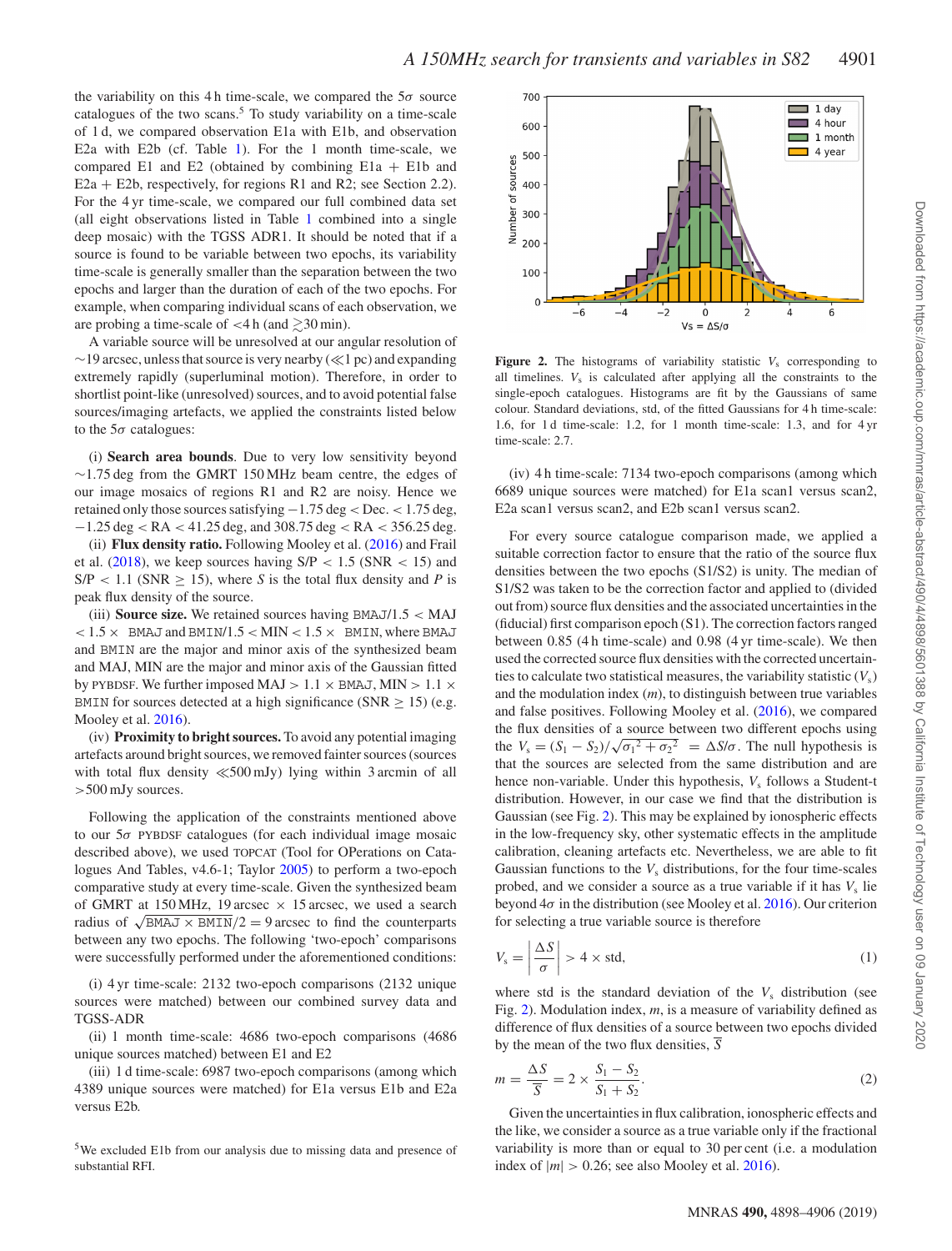the variability on this 4 h time-scale, we compared the 5$\sigma$ source catalogues of the two scans.[5] To study variability on a time-scale of 1 d, we compared observation E1a with E1b, and observation E2a with E2b (cf. Table 1). For the 1 month time-scale, we compared E1 and E2 (obtained by combining E1a + E1b and E2a + E2b, respectively, for regions R1 and R2; see Section 2.2). For the 4 yr time-scale, we compared our full combined data set (all eight observations listed in Table 1 combined into a single deep mosaic) with the TGSS ADR1. It should be noted that if a source is found to be variable between two epochs, its variability time-scale is generally smaller than the separation between the two epochs and larger than the duration of each of the two epochs. For example, when comparing individual scans of each observation, we are probing a time-scale of <4 h (and $\gtrsim$30 min).

A variable source will be unresolved at our angular resolution of ~19 arcsec, unless that source is very nearby ($\ll$1 pc) and expanding extremely rapidly (superluminal motion). Therefore, in order to shortlist point-like (unresolved) sources, and to avoid potential false sources/imaging artefacts, we applied the constraints listed below to the 5$\sigma$ catalogues:

(i) **Search area bounds**. Due to very low sensitivity beyond ~1.75 deg from the GMRT 150 MHz beam centre, the edges of our image mosaics of regions R1 and R2 are noisy. Hence we retained only those sources satisfying −1.75 deg < Dec. < 1.75 deg, −1.25 deg < RA < 41.25 deg, and 308.75 deg < RA < 356.25 deg.

(ii) **Flux density ratio.** Following Mooley et al. (2016) and Frail et al. (2018), we keep sources having S/P < 1.5 (SNR < 15) and S/P < 1.1 (SNR ≥ 15), where $S$ is the total flux density and $P$ is peak flux density of the source.

(iii) **Source size.** We retained sources having BMAJ/1.5 < MAJ < 1.5 × BMAJ and BMIN/1.5 < MIN < 1.5 × BMIN, where BMAJ and BMIN are the major and minor axis of the synthesized beam and MAJ, MIN are the major and minor axis of the Gaussian fitted by PYBDSF. We further imposed MAJ > 1.1 × BMAJ, MIN > 1.1 × BMIN for sources detected at a high significance (SNR ≥ 15) (e.g. Mooley et al. 2016).

(iv) **Proximity to bright sources.** To avoid any potential imaging artefacts around bright sources, we removed fainter sources (sources with total flux density $\ll$500 mJy) lying within 3 arcmin of all >500 mJy sources.

Following the application of the constraints mentioned above to our 5$\sigma$ PYBDSF catalogues (for each individual image mosaic described above), we used TOPCAT (Tool for OPerations on Catalogues And Tables, v4.6-1; Taylor 2005) to perform a two-epoch comparative study at every time-scale. Given the synthesized beam of GMRT at 150 MHz, 19 arcsec × 15 arcsec, we used a search radius of $\sqrt{\mathrm{BMAJ} \times \mathrm{BMIN}}/2 = 9$ arcsec to find the counterparts between any two epochs. The following 'two-epoch' comparisons were successfully performed under the aforementioned conditions:

(i) 4 yr time-scale: 2132 two-epoch comparisons (2132 unique sources were matched) between our combined survey data and TGSS-ADR

(ii) 1 month time-scale: 4686 two-epoch comparisons (4686 unique sources matched) between E1 and E2

(iii) 1 d time-scale: 6987 two-epoch comparisons (among which 4389 unique sources were matched) for E1a versus E1b and E2a versus E2b.

(iv) 4 h time-scale: 7134 two-epoch comparisons (among which 6689 unique sources were matched) for E1a scan1 versus scan2, E2a scan1 versus scan2, and E2b scan1 versus scan2.

[5]We excluded E1b from our analysis due to missing data and presence of substantial RFI.

**Figure 2.** The histograms of variability statistic $V_s$ corresponding to all timelines. $V_s$ is calculated after applying all the constraints to the single-epoch catalogues. Histograms are fit by the Gaussians of same colour. Standard deviations, std, of the fitted Gaussians for 4 h time-scale: 1.6, for 1 d time-scale: 1.2, for 1 month time-scale: 1.3, and for 4 yr time-scale: 2.7.

For every source catalogue comparison made, we applied a suitable correction factor to ensure that the ratio of the source flux densities between the two epochs (S1/S2) is unity. The median of S1/S2 was taken to be the correction factor and applied to (divided out from) source flux densities and the associated uncertainties in the (fiducial) first comparison epoch (S1). The correction factors ranged between 0.85 (4 h time-scale) and 0.98 (4 yr time-scale). We then used the corrected source flux densities with the corrected uncertainties to calculate two statistical measures, the variability statistic ($V_s$) and the modulation index ($m$), to distinguish between true variables and false positives. Following Mooley et al. (2016), we compared the flux densities of a source between two different epochs using the $V_s = (S_1 - S_2)/\sqrt{\sigma_1{}^2 + \sigma_2{}^2} = \Delta S/\sigma$. The null hypothesis is that the sources are selected from the same distribution and are hence non-variable. Under this hypothesis, $V_s$ follows a Student-t distribution. However, in our case we find that the distribution is Gaussian (see Fig. 2). This may be explained by ionospheric effects in the low-frequency sky, other systematic effects in the amplitude calibration, cleaning artefacts etc. Nevertheless, we are able to fit Gaussian functions to the $V_s$ distributions, for the four time-scales probed, and we consider a source as a true variable if it has $V_s$ lie beyond 4$\sigma$ in the distribution (see Mooley et al. 2016). Our criterion for selecting a true variable source is therefore

$$V_s = \left|\frac{\Delta S}{\sigma}\right| > 4 \times \mathrm{std}, \tag{1}$$

where std is the standard deviation of the $V_s$ distribution (see Fig. 2). Modulation index, $m$, is a measure of variability defined as difference of flux densities of a source between two epochs divided by the mean of the two flux densities, $\overline{S}$

$$m = \frac{\Delta S}{\overline{S}} = 2 \times \frac{S_1 - S_2}{S_1 + S_2}. \tag{2}$$

Given the uncertainties in flux calibration, ionospheric effects and the like, we consider a source as a true variable only if the fractional variability is more than or equal to 30 per cent (i.e. a modulation index of $|m| > 0.26$; see also Mooley et al. 2016).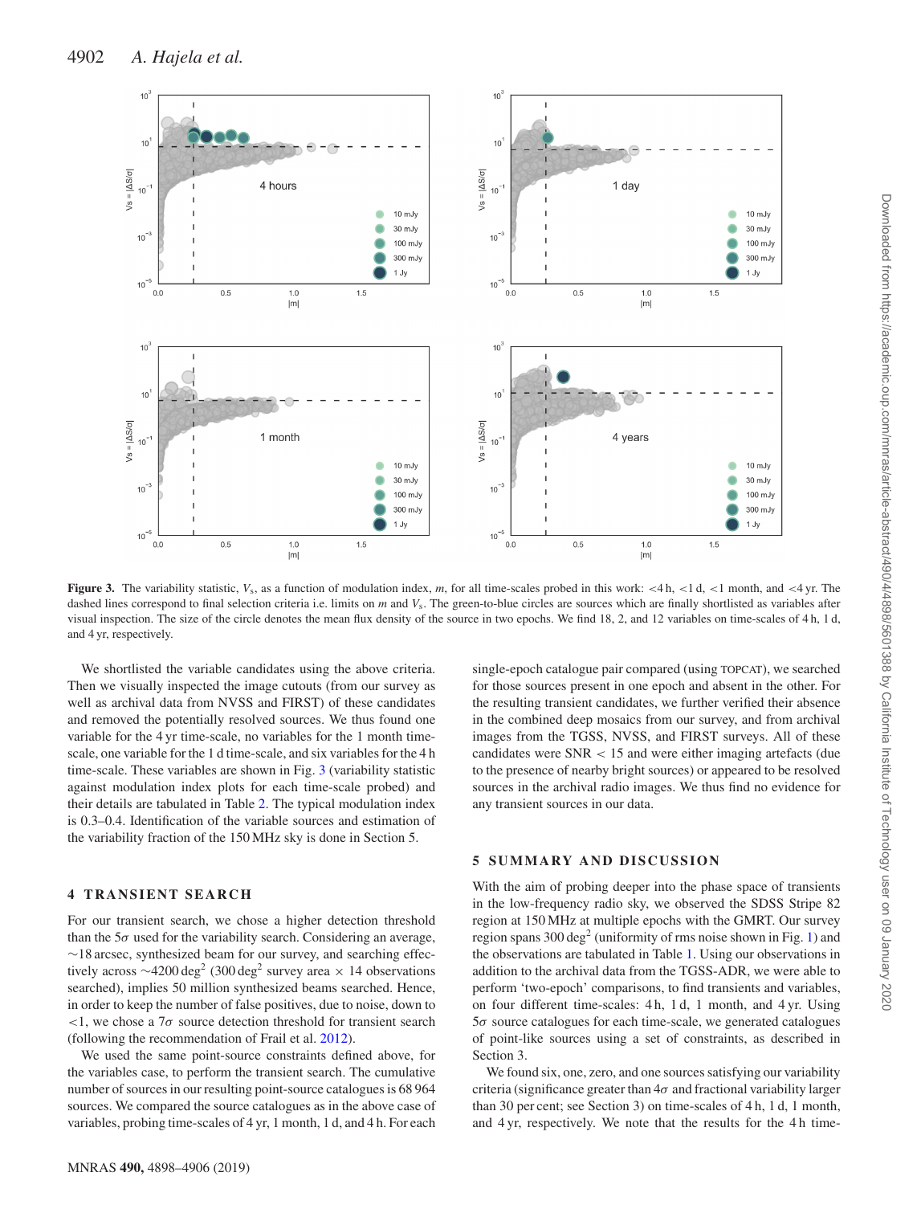**Figure 3.** The variability statistic, $V_s$, as a function of modulation index, $m$, for all time-scales probed in this work: <4 h, <1 d, <1 month, and <4 yr. The dashed lines correspond to final selection criteria i.e. limits on $m$ and $V_s$. The green-to-blue circles are sources which are finally shortlisted as variables after visual inspection. The size of the circle denotes the mean flux density of the source in two epochs. We find 18, 2, and 12 variables on time-scales of 4 h, 1 d, and 4 yr, respectively.

We shortlisted the variable candidates using the above criteria. Then we visually inspected the image cutouts (from our survey as well as archival data from NVSS and FIRST) of these candidates and removed the potentially resolved sources. We thus found one variable for the 4 yr time-scale, no variables for the 1 month time-scale, one variable for the 1 d time-scale, and six variables for the 4 h time-scale. These variables are shown in Fig. 3 (variability statistic against modulation index plots for each time-scale probed) and their details are tabulated in Table 2. The typical modulation index is 0.3–0.4. Identification of the variable sources and estimation of the variability fraction of the 150 MHz sky is done in Section 5.

## 4 TRANSIENT SEARCH

For our transient search, we chose a higher detection threshold than the $5\sigma$ used for the variability search. Considering an average, ~18 arcsec, synthesized beam for our survey, and searching effectively across ~4200 deg$^2$ (300 deg$^2$ survey area × 14 observations searched), implies 50 million synthesized beams searched. Hence, in order to keep the number of false positives, due to noise, down to <1, we chose a $7\sigma$ source detection threshold for transient search (following the recommendation of Frail et al. 2012).

We used the same point-source constraints defined above, for the variables case, to perform the transient search. The cumulative number of sources in our resulting point-source catalogues is 68 964 sources. We compared the source catalogues as in the above case of variables, probing time-scales of 4 yr, 1 month, 1 d, and 4 h. For each single-epoch catalogue pair compared (using TOPCAT), we searched for those sources present in one epoch and absent in the other. For the resulting transient candidates, we further verified their absence in the combined deep mosaics from our survey, and from archival images from the TGSS, NVSS, and FIRST surveys. All of these candidates were SNR < 15 and were either imaging artefacts (due to the presence of nearby bright sources) or appeared to be resolved sources in the archival radio images. We thus find no evidence for any transient sources in our data.

## 5 SUMMARY AND DISCUSSION

With the aim of probing deeper into the phase space of transients in the low-frequency radio sky, we observed the SDSS Stripe 82 region at 150 MHz at multiple epochs with the GMRT. Our survey region spans 300 deg$^2$ (uniformity of rms noise shown in Fig. 1) and the observations are tabulated in Table 1. Using our observations in addition to the archival data from the TGSS-ADR, we were able to perform 'two-epoch' comparisons, to find transients and variables, on four different time-scales: 4 h, 1 d, 1 month, and 4 yr. Using $5\sigma$ source catalogues for each time-scale, we generated catalogues of point-like sources using a set of constraints, as described in Section 3.

We found six, one, zero, and one sources satisfying our variability criteria (significance greater than $4\sigma$ and fractional variability larger than 30 per cent; see Section 3) on time-scales of 4 h, 1 d, 1 month, and 4 yr, respectively. We note that the results for the 4 h time-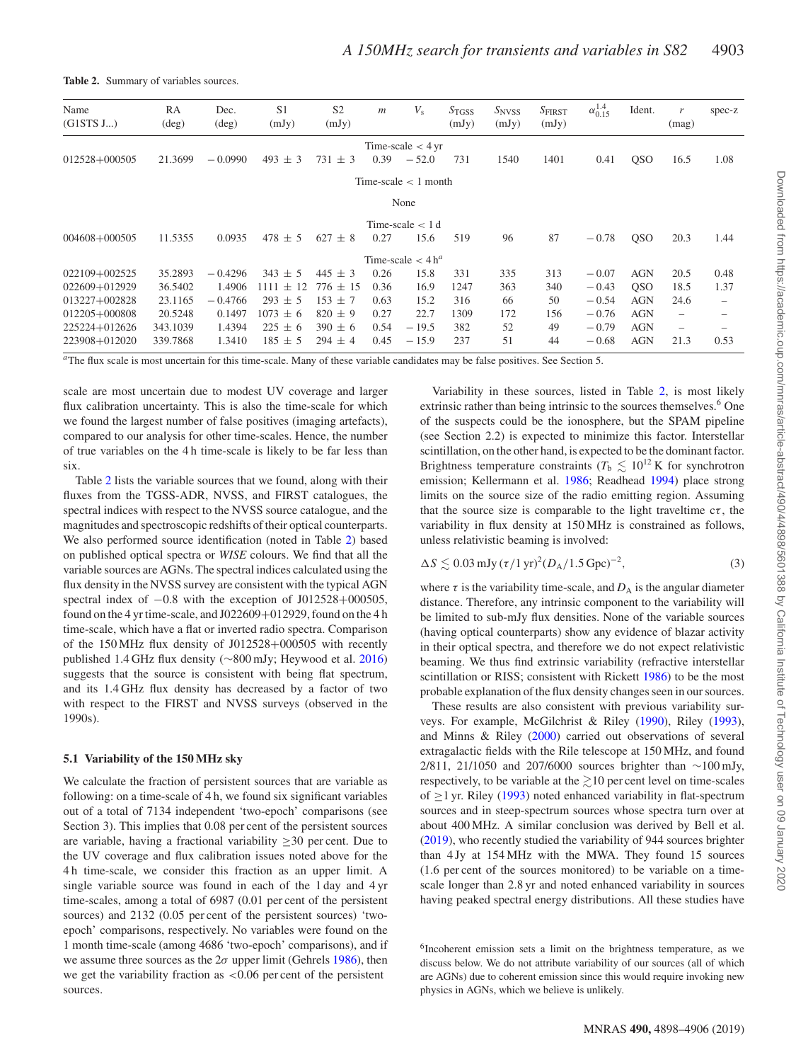**Table 2.** Summary of variables sources.

| Name (G1STS J...) | RA (deg) | Dec. (deg) | S1 (mJy) | S2 (mJy) | $m$ | $V_s$ | $S_{\rm TGSS}$ (mJy) | $S_{\rm NVSS}$ (mJy) | $S_{\rm FIRST}$ (mJy) | $\alpha_{0.15}^{1.4}$ | Ident. | $r$ (mag) | spec-z |
|---|---|---|---|---|---|---|---|---|---|---|---|---|---|
| | | | | | Time-scale < 4 yr | | | | | | | | |
| 012528+000505 | 21.3699 | −0.0990 | 493 ± 3 | 731 ± 3 | 0.39 | −52.0 | 731 | 1540 | 1401 | 0.41 | QSO | 16.5 | 1.08 |
| | | | | | Time-scale < 1 month | | | | | | | | |
| | | | | | None | | | | | | | | |
| | | | | | Time-scale < 1 d | | | | | | | | |
| 004608+000505 | 11.5355 | 0.0935 | 478 ± 5 | 627 ± 8 | 0.27 | 15.6 | 519 | 96 | 87 | −0.78 | QSO | 20.3 | 1.44 |
| | | | | | Time-scale < 4 h[a] | | | | | | | | |
| 022109+002525 | 35.2893 | −0.4296 | 343 ± 5 | 445 ± 3 | 0.26 | 15.8 | 331 | 335 | 313 | −0.07 | AGN | 20.5 | 0.48 |
| 022609+012929 | 36.5402 | 1.4906 | 1111 ± 12 | 776 ± 15 | 0.36 | 16.9 | 1247 | 363 | 340 | −0.43 | QSO | 18.5 | 1.37 |
| 013227+002828 | 23.1165 | −0.4766 | 293 ± 5 | 153 ± 7 | 0.63 | 15.2 | 316 | 66 | 50 | −0.54 | AGN | 24.6 | – |
| 012205+000808 | 20.5248 | 0.1497 | 1073 ± 6 | 820 ± 9 | 0.27 | 22.7 | 1309 | 172 | 156 | −0.76 | AGN | – | – |
| 225224+012626 | 343.1039 | 1.4394 | 225 ± 6 | 390 ± 6 | 0.54 | −19.5 | 382 | 52 | 49 | −0.79 | AGN | – | – |
| 223908+012020 | 339.7868 | 1.3410 | 185 ± 5 | 294 ± 4 | 0.45 | −15.9 | 237 | 51 | 44 | −0.68 | AGN | 21.3 | 0.53 |

[a]The flux scale is most uncertain for this time-scale. Many of these variable candidates may be false positives. See Section 5.

scale are most uncertain due to modest UV coverage and larger flux calibration uncertainty. This is also the time-scale for which we found the largest number of false positives (imaging artefacts), compared to our analysis for other time-scales. Hence, the number of true variables on the 4 h time-scale is likely to be far less than six.

Table 2 lists the variable sources that we found, along with their fluxes from the TGSS-ADR, NVSS, and FIRST catalogues, the spectral indices with respect to the NVSS source catalogue, and the magnitudes and spectroscopic redshifts of their optical counterparts. We also performed source identification (noted in Table 2) based on published optical spectra or *WISE* colours. We find that all the variable sources are AGNs. The spectral indices calculated using the flux density in the NVSS survey are consistent with the typical AGN spectral index of −0.8 with the exception of J012528+000505, found on the 4 yr time-scale, and J022609+012929, found on the 4 h time-scale, which have a flat or inverted radio spectra. Comparison of the 150 MHz flux density of J012528+000505 with recently published 1.4 GHz flux density (∼800 mJy; Heywood et al. 2016) suggests that the source is consistent with being flat spectrum, and its 1.4 GHz flux density has decreased by a factor of two with respect to the FIRST and NVSS surveys (observed in the 1990s).

### 5.1 Variability of the 150 MHz sky

We calculate the fraction of persistent sources that are variable as following: on a time-scale of 4 h, we found six significant variables out of a total of 7134 independent 'two-epoch' comparisons (see Section 3). This implies that 0.08 per cent of the persistent sources are variable, having a fractional variability ≥30 per cent. Due to the UV coverage and flux calibration issues noted above for the 4 h time-scale, we consider this fraction as an upper limit. A single variable source was found in each of the 1 day and 4 yr time-scales, among a total of 6987 (0.01 per cent of the persistent sources) and 2132 (0.05 per cent of the persistent sources) 'two-epoch' comparisons, respectively. No variables were found on the 1 month time-scale (among 4686 'two-epoch' comparisons), and if we assume three sources as the 2$\sigma$ upper limit (Gehrels 1986), then we get the variability fraction as <0.06 per cent of the persistent sources.

Variability in these sources, listed in Table 2, is most likely extrinsic rather than being intrinsic to the sources themselves.[6] One of the suspects could be the ionosphere, but the SPAM pipeline (see Section 2.2) is expected to minimize this factor. Interstellar scintillation, on the other hand, is expected to be the dominant factor. Brightness temperature constraints ($T_{\rm b} \lesssim 10^{12}$ K for synchrotron emission; Kellermann et al. 1986; Readhead 1994) place strong limits on the source size of the radio emitting region. Assuming that the source size is comparable to the light traveltime $c\tau$, the variability in flux density at 150 MHz is constrained as follows, unless relativistic beaming is involved:

$$\Delta S \lesssim 0.03\,{\rm mJy}\,(\tau/1\,{\rm yr})^2 (D_{\rm A}/1.5\,{\rm Gpc})^{-2}, \tag{3}$$

where $\tau$ is the variability time-scale, and $D_{\rm A}$ is the angular diameter distance. Therefore, any intrinsic component to the variability will be limited to sub-mJy flux densities. None of the variable sources (having optical counterparts) show any evidence of blazar activity in their optical spectra, and therefore we do not expect relativistic beaming. We thus find extrinsic variability (refractive interstellar scintillation or RISS; consistent with Rickett 1986) to be the most probable explanation of the flux density changes seen in our sources.

These results are also consistent with previous variability surveys. For example, McGilchrist & Riley (1990), Riley (1993), and Minns & Riley (2000) carried out observations of several extragalactic fields with the Rile telescope at 150 MHz, and found 2/811, 21/1050 and 207/6000 sources brighter than ∼100 mJy, respectively, to be variable at the ≳10 per cent level on time-scales of ≥1 yr. Riley (1993) noted enhanced variability in flat-spectrum sources and in steep-spectrum sources whose spectra turn over at about 400 MHz. A similar conclusion was derived by Bell et al. (2019), who recently studied the variability of 944 sources brighter than 4 Jy at 154 MHz with the MWA. They found 15 sources (1.6 per cent of the sources monitored) to be variable on a time-scale longer than 2.8 yr and noted enhanced variability in sources having peaked spectral energy distributions. All these studies have

[6]Incoherent emission sets a limit on the brightness temperature, as we discuss below. We do not attribute variability of our sources (all of which are AGNs) due to coherent emission since this would require invoking new physics in AGNs, which we believe is unlikely.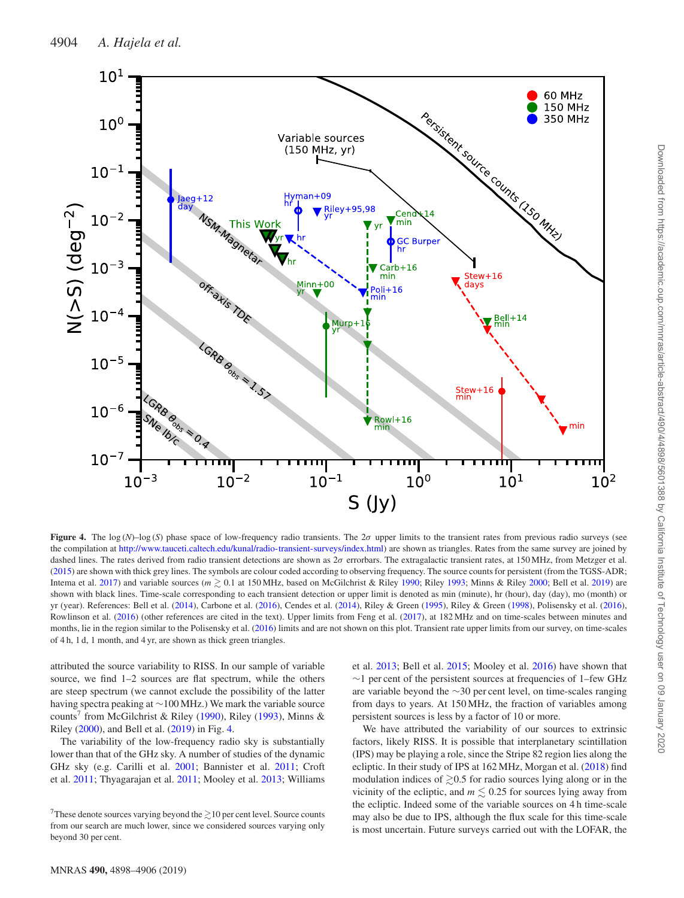**Figure 4.** The log ($N$)–log ($S$) phase space of low-frequency radio transients. The $2\sigma$ upper limits to the transient rates from previous radio surveys (see the compilation at http://www.tauceti.caltech.edu/kunal/radio-transient-surveys/index.html) are shown as triangles. Rates from the same survey are joined by dashed lines. The rates derived from radio transient detections are shown as $2\sigma$ errorbars. The extragalactic transient rates, at 150 MHz, from Metzger et al. (2015) are shown with thick grey lines. The symbols are colour coded according to observing frequency. The source counts for persistent (from the TGSS-ADR; Intema et al. 2017) and variable sources ($m \gtrsim 0.1$ at 150 MHz, based on McGilchrist & Riley 1990; Riley 1993; Minns & Riley 2000; Bell et al. 2019) are shown with black lines. Time-scale corresponding to each transient detection or upper limit is denoted as min (minute), hr (hour), day (day), mo (month) or yr (year). References: Bell et al. (2014), Carbone et al. (2016), Cendes et al. (2014), Riley & Green (1995), Riley & Green (1998), Polisensky et al. (2016), Rowlinson et al. (2016) (other references are cited in the text). Upper limits from Feng et al. (2017), at 182 MHz and on time-scales between minutes and months, lie in the region similar to the Polisensky et al. (2016) limits and are not shown on this plot. Transient rate upper limits from our survey, on time-scales of 4 h, 1 d, 1 month, and 4 yr, are shown as thick green triangles.

attributed the source variability to RISS. In our sample of variable source, we find 1–2 sources are flat spectrum, while the others are steep spectrum (we cannot exclude the possibility of the latter having spectra peaking at ~100 MHz.) We mark the variable source counts[7] from McGilchrist & Riley (1990), Riley (1993), Minns & Riley (2000), and Bell et al. (2019) in Fig. 4.

The variability of the low-frequency radio sky is substantially lower than that of the GHz sky. A number of studies of the dynamic GHz sky (e.g. Carilli et al. 2001; Bannister et al. 2011; Croft et al. 2011; Thyagarajan et al. 2011; Mooley et al. 2013; Williams et al. 2013; Bell et al. 2015; Mooley et al. 2016) have shown that ~1 per cent of the persistent sources at frequencies of 1–few GHz are variable beyond the ~30 per cent level, on time-scales ranging from days to years. At 150 MHz, the fraction of variables among persistent sources is less by a factor of 10 or more.

We have attributed the variability of our sources to extrinsic factors, likely RISS. It is possible that interplanetary scintillation (IPS) may be playing a role, since the Stripe 82 region lies along the ecliptic. In their study of IPS at 162 MHz, Morgan et al. (2018) find modulation indices of $\gtrsim 0.5$ for radio sources lying along or in the vicinity of the ecliptic, and $m \lesssim 0.25$ for sources lying away from the ecliptic. Indeed some of the variable sources on 4 h time-scale may also be due to IPS, although the flux scale for this time-scale is most uncertain. Future surveys carried out with the LOFAR, the

[7] These denote sources varying beyond the $\gtrsim 10$ per cent level. Source counts from our search are much lower, since we considered sources varying only beyond 30 per cent.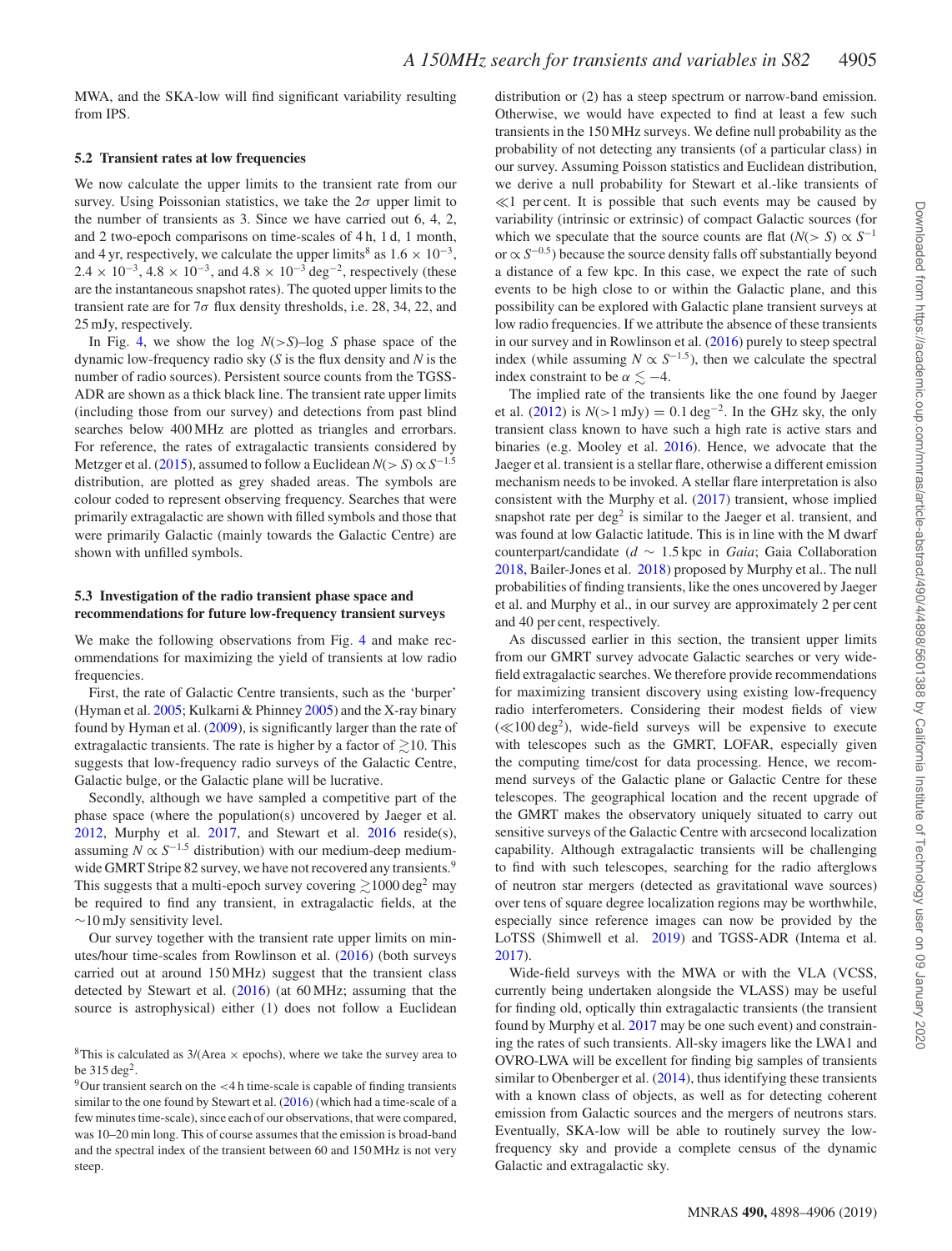MWA, and the SKA-low will find significant variability resulting from IPS.

### 5.2 Transient rates at low frequencies

We now calculate the upper limits to the transient rate from our survey. Using Poissonian statistics, we take the $2\sigma$ upper limit to the number of transients as 3. Since we have carried out 6, 4, 2, and 2 two-epoch comparisons on time-scales of 4 h, 1 d, 1 month, and 4 yr, respectively, we calculate the upper limits[8] as $1.6 \times 10^{-3}$, $2.4 \times 10^{-3}$, $4.8 \times 10^{-3}$, and $4.8 \times 10^{-3}$ deg$^{-2}$, respectively (these are the instantaneous snapshot rates). The quoted upper limits to the transient rate are for $7\sigma$ flux density thresholds, i.e. 28, 34, 22, and 25 mJy, respectively.

In Fig. 4, we show the log $N(>S)$–log $S$ phase space of the dynamic low-frequency radio sky ($S$ is the flux density and $N$ is the number of radio sources). Persistent source counts from the TGSS-ADR are shown as a thick black line. The transient rate upper limits (including those from our survey) and detections from past blind searches below 400 MHz are plotted as triangles and errorbars. For reference, the rates of extragalactic transients considered by Metzger et al. (2015), assumed to follow a Euclidean $N(>S) \propto S^{-1.5}$ distribution, are plotted as grey shaded areas. The symbols are colour coded to represent observing frequency. Searches that were primarily extragalactic are shown with filled symbols and those that were primarily Galactic (mainly towards the Galactic Centre) are shown with unfilled symbols.

### 5.3 Investigation of the radio transient phase space and recommendations for future low-frequency transient surveys

We make the following observations from Fig. 4 and make recommendations for maximizing the yield of transients at low radio frequencies.

First, the rate of Galactic Centre transients, such as the 'burper' (Hyman et al. 2005; Kulkarni & Phinney 2005) and the X-ray binary found by Hyman et al. (2009), is significantly larger than the rate of extragalactic transients. The rate is higher by a factor of $\gtrsim$10. This suggests that low-frequency radio surveys of the Galactic Centre, Galactic bulge, or the Galactic plane will be lucrative.

Secondly, although we have sampled a competitive part of the phase space (where the population(s) uncovered by Jaeger et al. 2012, Murphy et al. 2017, and Stewart et al. 2016 reside(s), assuming $N \propto S^{-1.5}$ distribution) with our medium-deep medium-wide GMRT Stripe 82 survey, we have not recovered any transients.[9] This suggests that a multi-epoch survey covering $\gtrsim$1000 deg$^2$ may be required to find any transient, in extragalactic fields, at the $\sim$10 mJy sensitivity level.

Our survey together with the transient rate upper limits on minutes/hour time-scales from Rowlinson et al. (2016) (both surveys carried out at around 150 MHz) suggest that the transient class detected by Stewart et al. (2016) (at 60 MHz; assuming that the source is astrophysical) either (1) does not follow a Euclidean distribution or (2) has a steep spectrum or narrow-band emission. Otherwise, we would have expected to find at least a few such transients in the 150 MHz surveys. We define null probability as the probability of not detecting any transients (of a particular class) in our survey. Assuming Poisson statistics and Euclidean distribution, we derive a null probability for Stewart et al.-like transients of $\ll$1 per cent. It is possible that such events may be caused by variability (intrinsic or extrinsic) of compact Galactic sources (for which we speculate that the source counts are flat ($N(>S) \propto S^{-1}$ or $\propto S^{-0.5}$) because the source density falls off substantially beyond a distance of a few kpc. In this case, we expect the rate of such events to be high close to or within the Galactic plane, and this possibility can be explored with Galactic plane transient surveys at low radio frequencies. If we attribute the absence of these transients in our survey and in Rowlinson et al. (2016) purely to steep spectral index (while assuming $N \propto S^{-1.5}$), then we calculate the spectral index constraint to be $\alpha \lesssim -4$.

The implied rate of the transients like the one found by Jaeger et al. (2012) is $N(>1\,\mathrm{mJy}) = 0.1$ deg$^{-2}$. In the GHz sky, the only transient class known to have such a high rate is active stars and binaries (e.g. Mooley et al. 2016). Hence, we advocate that the Jaeger et al. transient is a stellar flare, otherwise a different emission mechanism needs to be invoked. A stellar flare interpretation is also consistent with the Murphy et al. (2017) transient, whose implied snapshot rate per deg$^2$ is similar to the Jaeger et al. transient, and was found at low Galactic latitude. This is in line with the M dwarf counterpart/candidate ($d \sim 1.5$ kpc in *Gaia*; Gaia Collaboration 2018, Bailer-Jones et al. 2018) proposed by Murphy et al.. The null probabilities of finding transients, like the ones uncovered by Jaeger et al. and Murphy et al., in our survey are approximately 2 per cent and 40 per cent, respectively.

As discussed earlier in this section, the transient upper limits from our GMRT survey advocate Galactic searches or very wide-field extragalactic searches. We therefore provide recommendations for maximizing transient discovery using existing low-frequency radio interferometers. Considering their modest fields of view ($\ll$100 deg$^2$), wide-field surveys will be expensive to execute with telescopes such as the GMRT, LOFAR, especially given the computing time/cost for data processing. Hence, we recommend surveys of the Galactic plane or Galactic Centre for these telescopes. The geographical location and the recent upgrade of the GMRT makes the observatory uniquely situated to carry out sensitive surveys of the Galactic Centre with arcsecond localization capability. Although extragalactic transients will be challenging to find with such telescopes, searching for the radio afterglows of neutron star mergers (detected as gravitational wave sources) over tens of square degree localization regions may be worthwhile, especially since reference images can now be provided by the LoTSS (Shimwell et al. 2019) and TGSS-ADR (Intema et al. 2017).

Wide-field surveys with the MWA or with the VLA (VCSS, currently being undertaken alongside the VLASS) may be useful for finding old, optically thin extragalactic transients (the transient found by Murphy et al. 2017 may be one such event) and constraining the rates of such transients. All-sky imagers like the LWA1 and OVRO-LWA will be excellent for finding big samples of transients similar to Obenberger et al. (2014), thus identifying these transients with a known class of objects, as well as for detecting coherent emission from Galactic sources and the mergers of neutrons stars. Eventually, SKA-low will be able to routinely survey the low-frequency sky and provide a complete census of the dynamic Galactic and extragalactic sky.

[8] This is calculated as 3/(Area × epochs), where we take the survey area to be 315 deg$^2$.

[9] Our transient search on the <4 h time-scale is capable of finding transients similar to the one found by Stewart et al. (2016) (which had a time-scale of a few minutes time-scale), since each of our observations, that were compared, was 10–20 min long. This of course assumes that the emission is broad-band and the spectral index of the transient between 60 and 150 MHz is not very steep.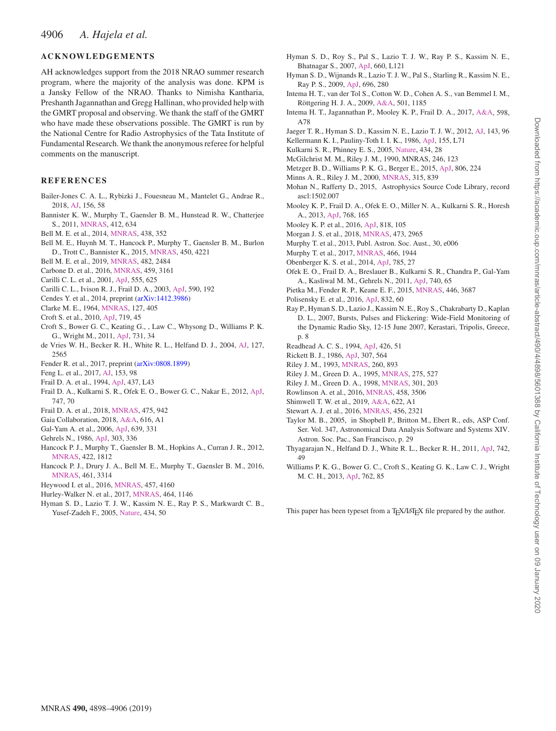## ACKNOWLEDGEMENTS

AH acknowledges support from the 2018 NRAO summer research program, where the majority of the analysis was done. KPM is a Jansky Fellow of the NRAO. Thanks to Nimisha Kantharia, Preshanth Jagannathan and Gregg Hallinan, who provided help with the GMRT proposal and observing. We thank the staff of the GMRT who have made these observations possible. The GMRT is run by the National Centre for Radio Astrophysics of the Tata Institute of Fundamental Research. We thank the anonymous referee for helpful comments on the manuscript.

## REFERENCES

Bailer-Jones C. A. L., Rybizki J., Fouesneau M., Mantelet G., Andrae R., 2018, AJ, 156, 58

Bannister K. W., Murphy T., Gaensler B. M., Hunstead R. W., Chatterjee S., 2011, MNRAS, 412, 634

Bell M. E. et al., 2014, MNRAS, 438, 352

Bell M. E., Huynh M. T., Hancock P., Murphy T., Gaensler B. M., Burlon D., Trott C., Bannister K., 2015, MNRAS, 450, 4221

Bell M. E. et al., 2019, MNRAS, 482, 2484

Carbone D. et al., 2016, MNRAS, 459, 3161

Carilli C. L. et al., 2001, ApJ, 555, 625

Carilli C. L., Ivison R. J., Frail D. A., 2003, ApJ, 590, 192

Cendes Y. et al., 2014, preprint (arXiv:1412.3986)

Clarke M. E., 1964, MNRAS, 127, 405

Croft S. et al., 2010, ApJ, 719, 45

Croft S., Bower G. C., Keating G., , Law C., Whysong D., Williams P. K. G., Wright M., 2011, ApJ, 731, 34

de Vries W. H., Becker R. H., White R. L., Helfand D. J., 2004, AJ, 127, 2565

Fender R. et al., 2017, preprint (arXiv:0808.1899)

Feng L. et al., 2017, AJ, 153, 98

Frail D. A. et al., 1994, ApJ, 437, L43

Frail D. A., Kulkarni S. R., Ofek E. O., Bower G. C., Nakar E., 2012, ApJ, 747, 70

Frail D. A. et al., 2018, MNRAS, 475, 942

Gaia Collaboration, 2018, A&A, 616, A1

Gal-Yam A. et al., 2006, ApJ, 639, 331

Gehrels N., 1986, ApJ, 303, 336

Hancock P. J., Murphy T., Gaensler B. M., Hopkins A., Curran J. R., 2012, MNRAS, 422, 1812

Hancock P. J., Drury J. A., Bell M. E., Murphy T., Gaensler B. M., 2016, MNRAS, 461, 3314

Heywood I. et al., 2016, MNRAS, 457, 4160

Hurley-Walker N. et al., 2017, MNRAS, 464, 1146

Hyman S. D., Lazio T. J. W., Kassim N. E., Ray P. S., Markwardt C. B., Yusef-Zadeh F., 2005, Nature, 434, 50

Hyman S. D., Roy S., Pal S., Lazio T. J. W., Ray P. S., Kassim N. E., Bhatnagar S., 2007, ApJ, 660, L121

Hyman S. D., Wijnands R., Lazio T. J. W., Pal S., Starling R., Kassim N. E., Ray P. S., 2009, ApJ, 696, 280

Intema H. T., van der Tol S., Cotton W. D., Cohen A. S., van Bemmel I. M., Röttgering H. J. A., 2009, A&A, 501, 1185

Intema H. T., Jagannathan P., Mooley K. P., Frail D. A., 2017, A&A, 598, A78

Jaeger T. R., Hyman S. D., Kassim N. E., Lazio T. J. W., 2012, AJ, 143, 96

Kellermann K. I., Pauliny-Toth I. I. K., 1986, ApJ, 155, L71

Kulkarni S. R., Phinney E. S., 2005, Nature, 434, 28

McGilchrist M. M., Riley J. M., 1990, MNRAS, 246, 123

Metzger B. D., Williams P. K. G., Berger E., 2015, ApJ, 806, 224

Minns A. R., Riley J. M., 2000, MNRAS, 315, 839

Mohan N., Rafferty D., 2015, Astrophysics Source Code Library, record ascl:1502.007

Mooley K. P., Frail D. A., Ofek E. O., Miller N. A., Kulkarni S. R., Horesh A., 2013, ApJ, 768, 165

Mooley K. P. et al., 2016, ApJ, 818, 105

Morgan J. S. et al., 2018, MNRAS, 473, 2965

Murphy T. et al., 2013, Publ. Astron. Soc. Aust., 30, e006

Murphy T. et al., 2017, MNRAS, 466, 1944

Obenberger K. S. et al., 2014, ApJ, 785, 27

Ofek E. O., Frail D. A., Breslauer B., Kulkarni S. R., Chandra P., Gal-Yam A., Kasliwal M. M., Gehrels N., 2011, ApJ, 740, 65

Pietka M., Fender R. P., Keane E. F., 2015, MNRAS, 446, 3687

Polisensky E. et al., 2016, ApJ, 832, 60

Ray P., Hyman S. D., Lazio J., Kassim N. E., Roy S., Chakrabarty D., Kaplan D. L., 2007, Bursts, Pulses and Flickering: Wide-Field Monitoring of the Dynamic Radio Sky, 12-15 June 2007, Kerastari, Tripolis, Greece, p. 8

Readhead A. C. S., 1994, ApJ, 426, 51

Rickett B. J., 1986, ApJ, 307, 564

Riley J. M., 1993, MNRAS, 260, 893

Riley J. M., Green D. A., 1995, MNRAS, 275, 527

Riley J. M., Green D. A., 1998, MNRAS, 301, 203

Rowlinson A. et al., 2016, MNRAS, 458, 3506

Shimwell T. W. et al., 2019, A&A, 622, A1

Stewart A. J. et al., 2016, MNRAS, 456, 2321

Taylor M. B., 2005, in Shopbell P., Britton M., Ebert R., eds, ASP Conf. Ser. Vol. 347, Astronomical Data Analysis Software and Systems XIV. Astron. Soc. Pac., San Francisco, p. 29

Thyagarajan N., Helfand D. J., White R. L., Becker R. H., 2011, ApJ, 742, 49

Williams P. K. G., Bower G. C., Croft S., Keating G. K., Law C. J., Wright M. C. H., 2013, ApJ, 762, 85

This paper has been typeset from a TEX/LATEX file prepared by the author.